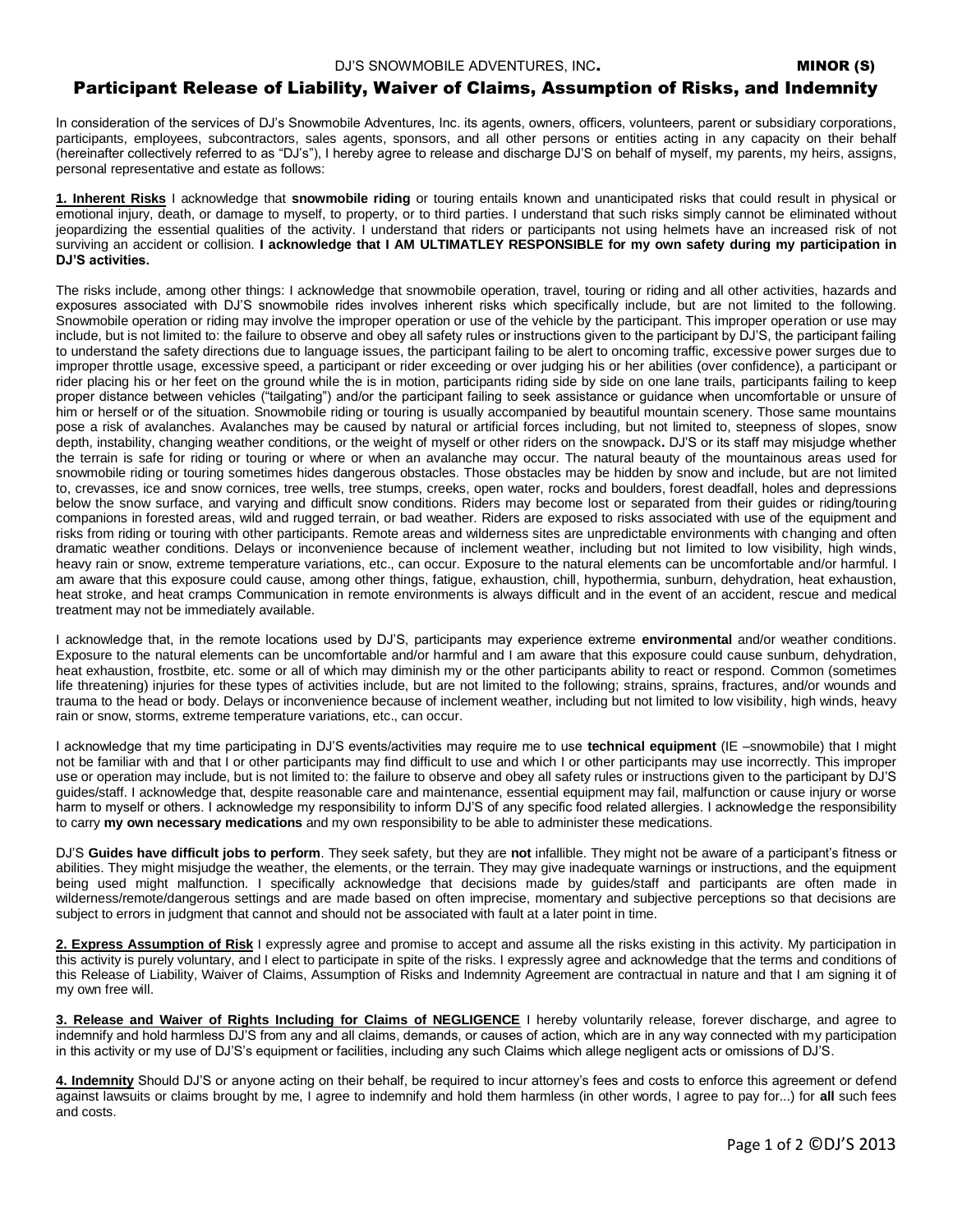DJ'S SNOWMOBILE ADVENTURES, INC. **MINOR (S)**

# Participant Release of Liability, Waiver of Claims, Assumption of Risks, and Indemnity

In consideration of the services of DJ's Snowmobile Adventures, Inc. its agents, owners, officers, volunteers, parent or subsidiary corporations, participants, employees, subcontractors, sales agents, sponsors, and all other persons or entities acting in any capacity on their behalf (hereinafter collectively referred to as "DJ's"), I hereby agree to release and discharge DJ'S on behalf of myself, my parents, my heirs, assigns, personal representative and estate as follows:

**1. Inherent Risks** I acknowledge that **snowmobile riding** or touring entails known and unanticipated risks that could result in physical or emotional injury, death, or damage to myself, to property, or to third parties. I understand that such risks simply cannot be eliminated without jeopardizing the essential qualities of the activity. I understand that riders or participants not using helmets have an increased risk of not surviving an accident or collision. **I acknowledge that I AM ULTIMATLEY RESPONSIBLE for my own safety during my participation in DJ'S activities.**

The risks include, among other things: I acknowledge that snowmobile operation, travel, touring or riding and all other activities, hazards and exposures associated with DJ'S snowmobile rides involves inherent risks which specifically include, but are not limited to the following. Snowmobile operation or riding may involve the improper operation or use of the vehicle by the participant. This improper operation or use may include, but is not limited to: the failure to observe and obey all safety rules or instructions given to the participant by DJ'S, the participant failing to understand the safety directions due to language issues, the participant failing to be alert to oncoming traffic, excessive power surges due to improper throttle usage, excessive speed, a participant or rider exceeding or over judging his or her abilities (over confidence), a participant or rider placing his or her feet on the ground while the is in motion, participants riding side by side on one lane trails, participants failing to keep proper distance between vehicles ("tailgating") and/or the participant failing to seek assistance or guidance when uncomfortable or unsure of him or herself or of the situation. Snowmobile riding or touring is usually accompanied by beautiful mountain scenery. Those same mountains pose a risk of avalanches. Avalanches may be caused by natural or artificial forces including, but not limited to, steepness of slopes, snow depth, instability, changing weather conditions, or the weight of myself or other riders on the snowpack**.** DJ'S or its staff may misjudge whether the terrain is safe for riding or touring or where or when an avalanche may occur. The natural beauty of the mountainous areas used for snowmobile riding or touring sometimes hides dangerous obstacles. Those obstacles may be hidden by snow and include, but are not limited to, crevasses, ice and snow cornices, tree wells, tree stumps, creeks, open water, rocks and boulders, forest deadfall, holes and depressions below the snow surface, and varying and difficult snow conditions. Riders may become lost or separated from their guides or riding/touring companions in forested areas, wild and rugged terrain, or bad weather. Riders are exposed to risks associated with use of the equipment and risks from riding or touring with other participants. Remote areas and wilderness sites are unpredictable environments with changing and often dramatic weather conditions. Delays or inconvenience because of inclement weather, including but not limited to low visibility, high winds, heavy rain or snow, extreme temperature variations, etc., can occur. Exposure to the natural elements can be uncomfortable and/or harmful. I am aware that this exposure could cause, among other things, fatigue, exhaustion, chill, hypothermia, sunburn, dehydration, heat exhaustion, heat stroke, and heat cramps Communication in remote environments is always difficult and in the event of an accident, rescue and medical treatment may not be immediately available.

I acknowledge that, in the remote locations used by DJ'S, participants may experience extreme **environmental** and/or weather conditions. Exposure to the natural elements can be uncomfortable and/or harmful and I am aware that this exposure could cause sunburn, dehydration, heat exhaustion, frostbite, etc. some or all of which may diminish my or the other participants ability to react or respond. Common (sometimes life threatening) injuries for these types of activities include, but are not limited to the following; strains, sprains, fractures, and/or wounds and trauma to the head or body. Delays or inconvenience because of inclement weather, including but not limited to low visibility, high winds, heavy rain or snow, storms, extreme temperature variations, etc., can occur.

I acknowledge that my time participating in DJ'S events/activities may require me to use **technical equipment** (IE –snowmobile) that I might not be familiar with and that I or other participants may find difficult to use and which I or other participants may use incorrectly. This improper use or operation may include, but is not limited to: the failure to observe and obey all safety rules or instructions given to the participant by DJ'S guides/staff. I acknowledge that, despite reasonable care and maintenance, essential equipment may fail, malfunction or cause injury or worse harm to myself or others. I acknowledge my responsibility to inform DJ'S of any specific food related allergies. I acknowledge the responsibility to carry **my own necessary medications** and my own responsibility to be able to administer these medications.

DJ'S **Guides have difficult jobs to perform**. They seek safety, but they are **not** infallible. They might not be aware of a participant's fitness or abilities. They might misjudge the weather, the elements, or the terrain. They may give inadequate warnings or instructions, and the equipment being used might malfunction. I specifically acknowledge that decisions made by guides/staff and participants are often made in wilderness/remote/dangerous settings and are made based on often imprecise, momentary and subjective perceptions so that decisions are subject to errors in judgment that cannot and should not be associated with fault at a later point in time.

**2. Express Assumption of Risk** I expressly agree and promise to accept and assume all the risks existing in this activity. My participation in this activity is purely voluntary, and I elect to participate in spite of the risks. I expressly agree and acknowledge that the terms and conditions of this Release of Liability, Waiver of Claims, Assumption of Risks and Indemnity Agreement are contractual in nature and that I am signing it of my own free will.

**3. Release and Waiver of Rights Including for Claims of NEGLIGENCE** I hereby voluntarily release, forever discharge, and agree to indemnify and hold harmless DJ'S from any and all claims, demands, or causes of action, which are in any way connected with my participation in this activity or my use of DJ'S's equipment or facilities, including any such Claims which allege negligent acts or omissions of DJ'S.

**4. Indemnity** Should DJ'S or anyone acting on their behalf, be required to incur attorney's fees and costs to enforce this agreement or defend against lawsuits or claims brought by me, I agree to indemnify and hold them harmless (in other words, I agree to pay for...) for **all** such fees and costs.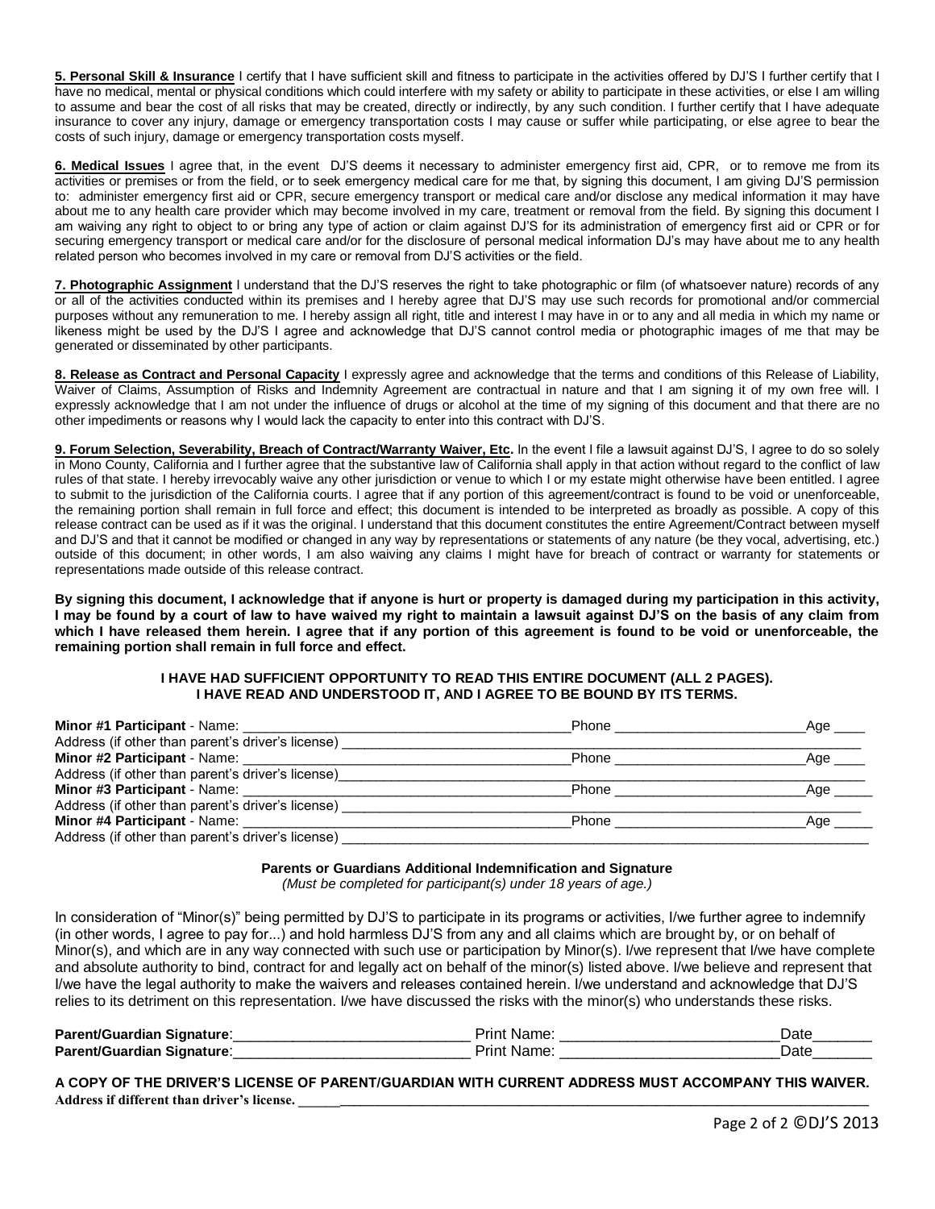**5. Personal Skill & Insurance** I certify that I have sufficient skill and fitness to participate in the activities offered by DJ'S I further certify that I have no medical, mental or physical conditions which could interfere with my safety or ability to participate in these activities, or else I am willing to assume and bear the cost of all risks that may be created, directly or indirectly, by any such condition. I further certify that I have adequate insurance to cover any injury, damage or emergency transportation costs I may cause or suffer while participating, or else agree to bear the costs of such injury, damage or emergency transportation costs myself.

**6. Medical Issues** I agree that, in the event DJ'S deems it necessary to administer emergency first aid, CPR, or to remove me from its activities or premises or from the field, or to seek emergency medical care for me that, by signing this document, I am giving DJ'S permission to: administer emergency first aid or CPR, secure emergency transport or medical care and/or disclose any medical information it may have about me to any health care provider which may become involved in my care, treatment or removal from the field. By signing this document I am waiving any right to object to or bring any type of action or claim against DJ'S for its administration of emergency first aid or CPR or for securing emergency transport or medical care and/or for the disclosure of personal medical information DJ's may have about me to any health related person who becomes involved in my care or removal from DJ'S activities or the field.

**7. Photographic Assignment** I understand that the DJ'S reserves the right to take photographic or film (of whatsoever nature) records of any or all of the activities conducted within its premises and I hereby agree that DJ'S may use such records for promotional and/or commercial purposes without any remuneration to me. I hereby assign all right, title and interest I may have in or to any and all media in which my name or likeness might be used by the DJ'S I agree and acknowledge that DJ'S cannot control media or photographic images of me that may be generated or disseminated by other participants.

**8. Release as Contract and Personal Capacity** I expressly agree and acknowledge that the terms and conditions of this Release of Liability, Waiver of Claims, Assumption of Risks and Indemnity Agreement are contractual in nature and that I am signing it of my own free will. I expressly acknowledge that I am not under the influence of drugs or alcohol at the time of my signing of this document and that there are no other impediments or reasons why I would lack the capacity to enter into this contract with DJ'S.

**9. Forum Selection, Severability, Breach of Contract/Warranty Waiver, Etc.** In the event I file a lawsuit against DJ'S, I agree to do so solely in Mono County, California and I further agree that the substantive law of California shall apply in that action without regard to the conflict of law rules of that state. I hereby irrevocably waive any other jurisdiction or venue to which I or my estate might otherwise have been entitled. I agree to submit to the jurisdiction of the California courts. I agree that if any portion of this agreement/contract is found to be void or unenforceable, the remaining portion shall remain in full force and effect; this document is intended to be interpreted as broadly as possible. A copy of this release contract can be used as if it was the original. I understand that this document constitutes the entire Agreement/Contract between myself and DJ'S and that it cannot be modified or changed in any way by representations or statements of any nature (be they vocal, advertising, etc.) outside of this document; in other words, I am also waiving any claims I might have for breach of contract or warranty for statements or representations made outside of this release contract.

**By signing this document, I acknowledge that if anyone is hurt or property is damaged during my participation in this activity, I may be found by a court of law to have waived my right to maintain a lawsuit against DJ'S on the basis of any claim from which I have released them herein. I agree that if any portion of this agreement is found to be void or unenforceable, the remaining portion shall remain in full force and effect.**

**I HAVE HAD SUFFICIENT OPPORTUNITY TO READ THIS ENTIRE DOCUMENT (ALL 2 PAGES).**
**I HAVE READ AND UNDERSTOOD IT, AND I AGREE TO BE BOUND BY ITS TERMS.**

**Minor #1 Participant** - Name: ________________________________________ Phone ________________________ Age ____
Address (if other than parent's driver's license) ______________________________________________________________________
**Minor #2 Participant** - Name: ________________________________________ Phone ________________________ Age ____
Address (if other than parent's driver's license) ______________________________________________________________________
**Minor #3 Participant** - Name: ________________________________________ Phone ________________________ Age _____
Address (if other than parent's driver's license) ______________________________________________________________________
**Minor #4 Participant** - Name: ________________________________________ Phone ________________________ Age _____
Address (if other than parent's driver's license) ______________________________________________________________________

**Parents or Guardians Additional Indemnification and Signature**
*(Must be completed for participant(s) under 18 years of age.)*

In consideration of "Minor(s)" being permitted by DJ'S to participate in its programs or activities, I/we further agree to indemnify (in other words, I agree to pay for...) and hold harmless DJ'S from any and all claims which are brought by, or on behalf of Minor(s), and which are in any way connected with such use or participation by Minor(s). I/we represent that I/we have complete and absolute authority to bind, contract for and legally act on behalf of the minor(s) listed above. I/we believe and represent that I/we have the legal authority to make the waivers and releases contained herein. I/we understand and acknowledge that DJ'S relies to its detriment on this representation. I/we have discussed the risks with the minor(s) who understands these risks.

**Parent/Guardian Signature**:____________________________ Print Name: __________________________Date_______
**Parent/Guardian Signature**:____________________________ Print Name: __________________________Date_______

**A COPY OF THE DRIVER'S LICENSE OF PARENT/GUARDIAN WITH CURRENT ADDRESS MUST ACCOMPANY THIS WAIVER.**
**Address if different than driver's license.** ______________________________________________________________________

©DJ'S 2013